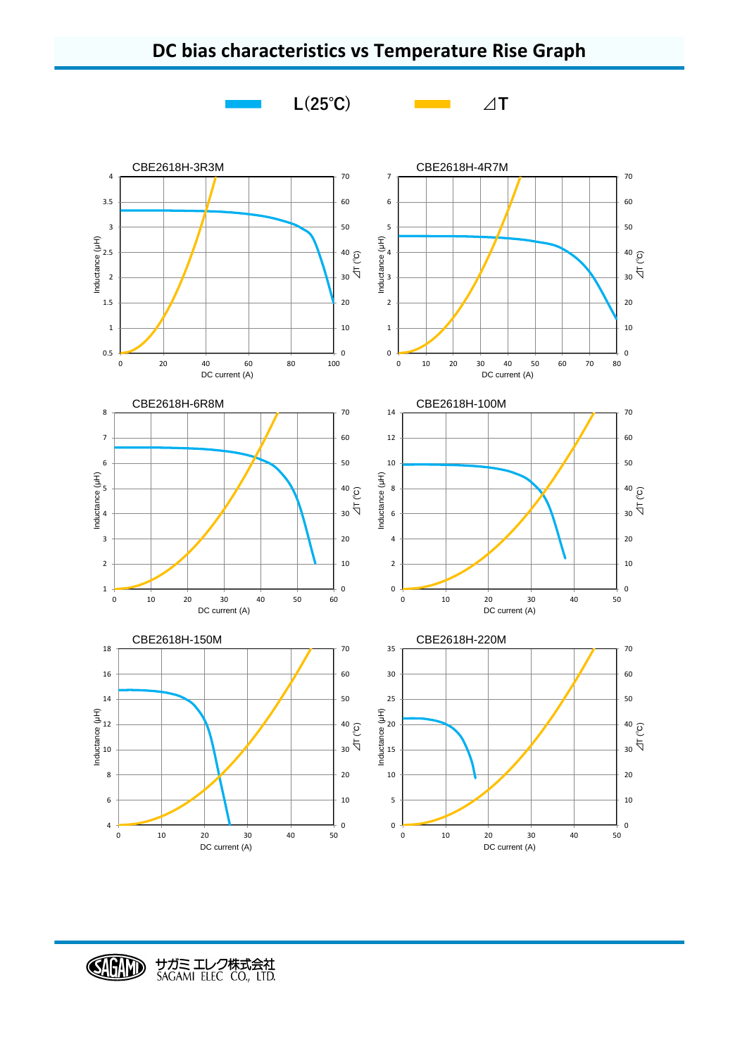# DC bias characteristics vs Temperature Rise Graph

L(25℃)　　⊿T

CBE2618H-3R3M

CBE2618H-4R7M

CBE2618H-6R8M

CBE2618H-100M

CBE2618H-150M

CBE2618H-220M

サガミ エレク株式会社
SAGAMI ELEC CO., LTD.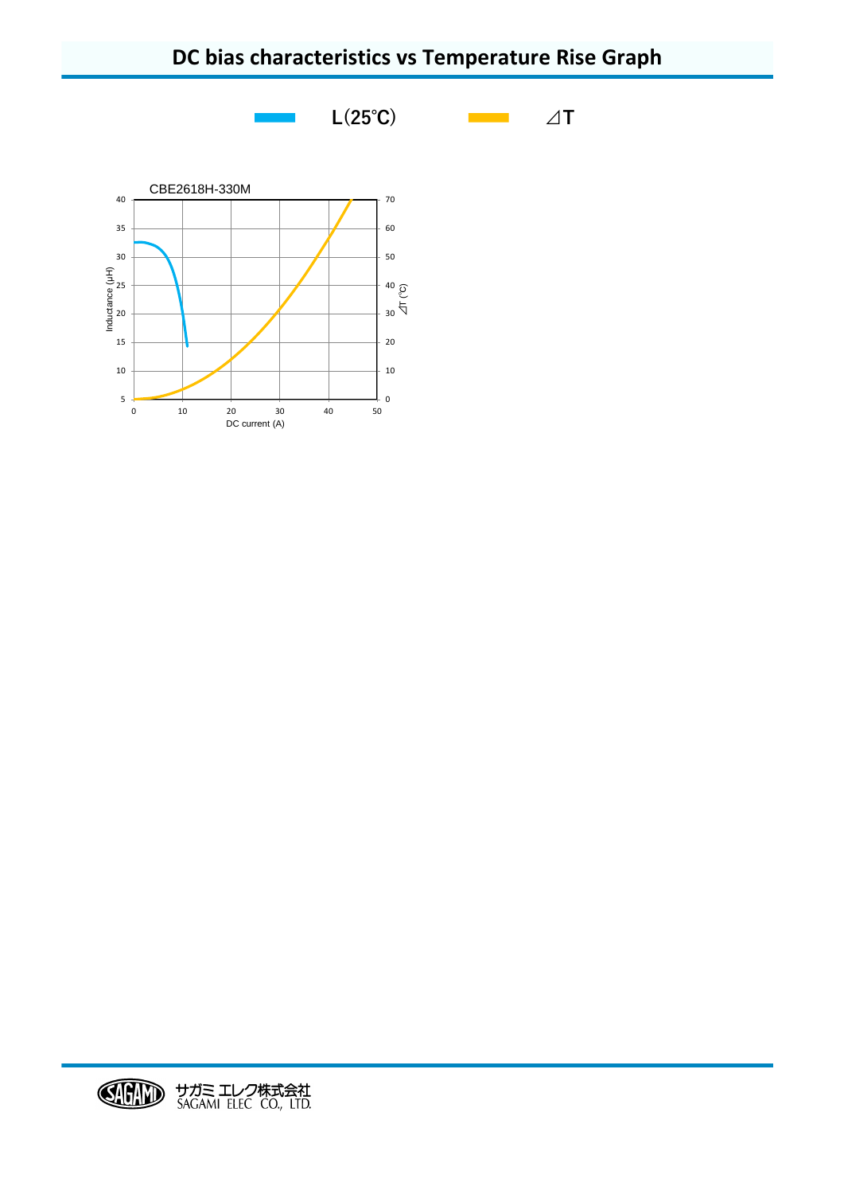# DC bias characteristics vs Temperature Rise Graph

L(25℃)　　⊿T

CBE2618H-330M

Inductance (μH)

40
35
30
25
20
15
10
5

⊿T (℃)

70
60
50
40
30
20
10
0

0
10
20
30
40
50

DC current (A)

サガミ エレク株式会社
SAGAMI ELEC CO., LTD.